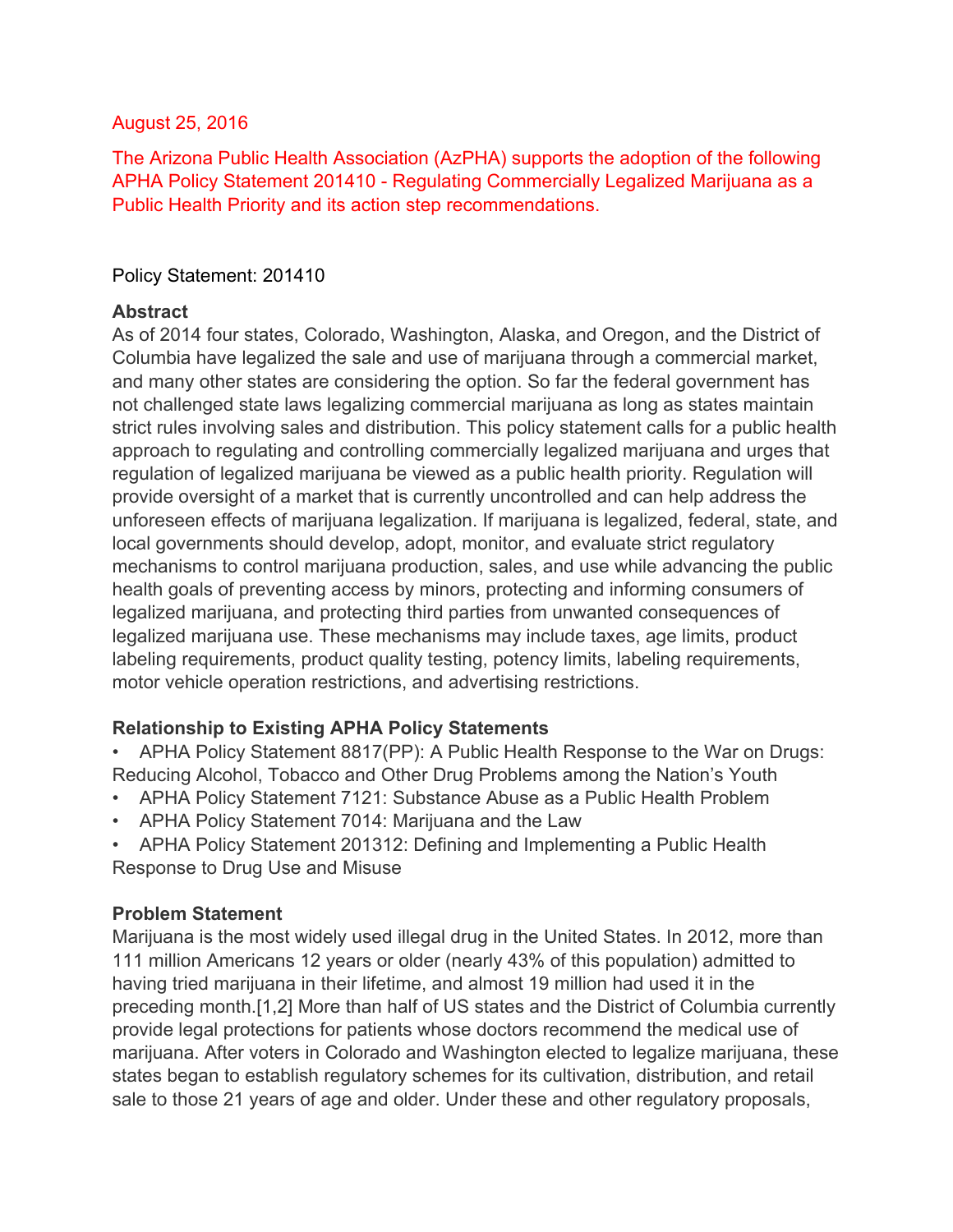August 25, 2016

The Arizona Public Health Association (AzPHA) supports the adoption of the following APHA Policy Statement 201410 - Regulating Commercially Legalized Marijuana as a Public Health Priority and its action step recommendations.

Policy Statement: 201410

**Abstract**

As of 2014 four states, Colorado, Washington, Alaska, and Oregon, and the District of Columbia have legalized the sale and use of marijuana through a commercial market, and many other states are considering the option. So far the federal government has not challenged state laws legalizing commercial marijuana as long as states maintain strict rules involving sales and distribution. This policy statement calls for a public health approach to regulating and controlling commercially legalized marijuana and urges that regulation of legalized marijuana be viewed as a public health priority. Regulation will provide oversight of a market that is currently uncontrolled and can help address the unforeseen effects of marijuana legalization. If marijuana is legalized, federal, state, and local governments should develop, adopt, monitor, and evaluate strict regulatory mechanisms to control marijuana production, sales, and use while advancing the public health goals of preventing access by minors, protecting and informing consumers of legalized marijuana, and protecting third parties from unwanted consequences of legalized marijuana use. These mechanisms may include taxes, age limits, product labeling requirements, product quality testing, potency limits, labeling requirements, motor vehicle operation restrictions, and advertising restrictions.

**Relationship to Existing APHA Policy Statements**

- APHA Policy Statement 8817(PP): A Public Health Response to the War on Drugs: Reducing Alcohol, Tobacco and Other Drug Problems among the Nation's Youth
- APHA Policy Statement 7121: Substance Abuse as a Public Health Problem
- APHA Policy Statement 7014: Marijuana and the Law
- APHA Policy Statement 201312: Defining and Implementing a Public Health Response to Drug Use and Misuse

**Problem Statement**

Marijuana is the most widely used illegal drug in the United States. In 2012, more than 111 million Americans 12 years or older (nearly 43% of this population) admitted to having tried marijuana in their lifetime, and almost 19 million had used it in the preceding month.[1,2] More than half of US states and the District of Columbia currently provide legal protections for patients whose doctors recommend the medical use of marijuana. After voters in Colorado and Washington elected to legalize marijuana, these states began to establish regulatory schemes for its cultivation, distribution, and retail sale to those 21 years of age and older. Under these and other regulatory proposals,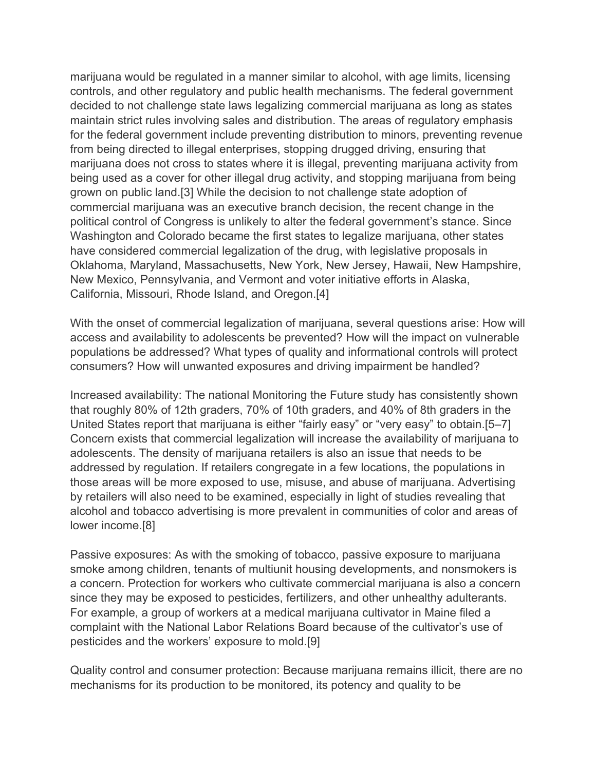marijuana would be regulated in a manner similar to alcohol, with age limits, licensing controls, and other regulatory and public health mechanisms. The federal government decided to not challenge state laws legalizing commercial marijuana as long as states maintain strict rules involving sales and distribution. The areas of regulatory emphasis for the federal government include preventing distribution to minors, preventing revenue from being directed to illegal enterprises, stopping drugged driving, ensuring that marijuana does not cross to states where it is illegal, preventing marijuana activity from being used as a cover for other illegal drug activity, and stopping marijuana from being grown on public land.[3] While the decision to not challenge state adoption of commercial marijuana was an executive branch decision, the recent change in the political control of Congress is unlikely to alter the federal government's stance. Since Washington and Colorado became the first states to legalize marijuana, other states have considered commercial legalization of the drug, with legislative proposals in Oklahoma, Maryland, Massachusetts, New York, New Jersey, Hawaii, New Hampshire, New Mexico, Pennsylvania, and Vermont and voter initiative efforts in Alaska, California, Missouri, Rhode Island, and Oregon.[4]

With the onset of commercial legalization of marijuana, several questions arise: How will access and availability to adolescents be prevented? How will the impact on vulnerable populations be addressed? What types of quality and informational controls will protect consumers? How will unwanted exposures and driving impairment be handled?

Increased availability: The national Monitoring the Future study has consistently shown that roughly 80% of 12th graders, 70% of 10th graders, and 40% of 8th graders in the United States report that marijuana is either "fairly easy" or "very easy" to obtain.[5–7] Concern exists that commercial legalization will increase the availability of marijuana to adolescents. The density of marijuana retailers is also an issue that needs to be addressed by regulation. If retailers congregate in a few locations, the populations in those areas will be more exposed to use, misuse, and abuse of marijuana. Advertising by retailers will also need to be examined, especially in light of studies revealing that alcohol and tobacco advertising is more prevalent in communities of color and areas of lower income.[8]

Passive exposures: As with the smoking of tobacco, passive exposure to marijuana smoke among children, tenants of multiunit housing developments, and nonsmokers is a concern. Protection for workers who cultivate commercial marijuana is also a concern since they may be exposed to pesticides, fertilizers, and other unhealthy adulterants. For example, a group of workers at a medical marijuana cultivator in Maine filed a complaint with the National Labor Relations Board because of the cultivator's use of pesticides and the workers' exposure to mold.[9]

Quality control and consumer protection: Because marijuana remains illicit, there are no mechanisms for its production to be monitored, its potency and quality to be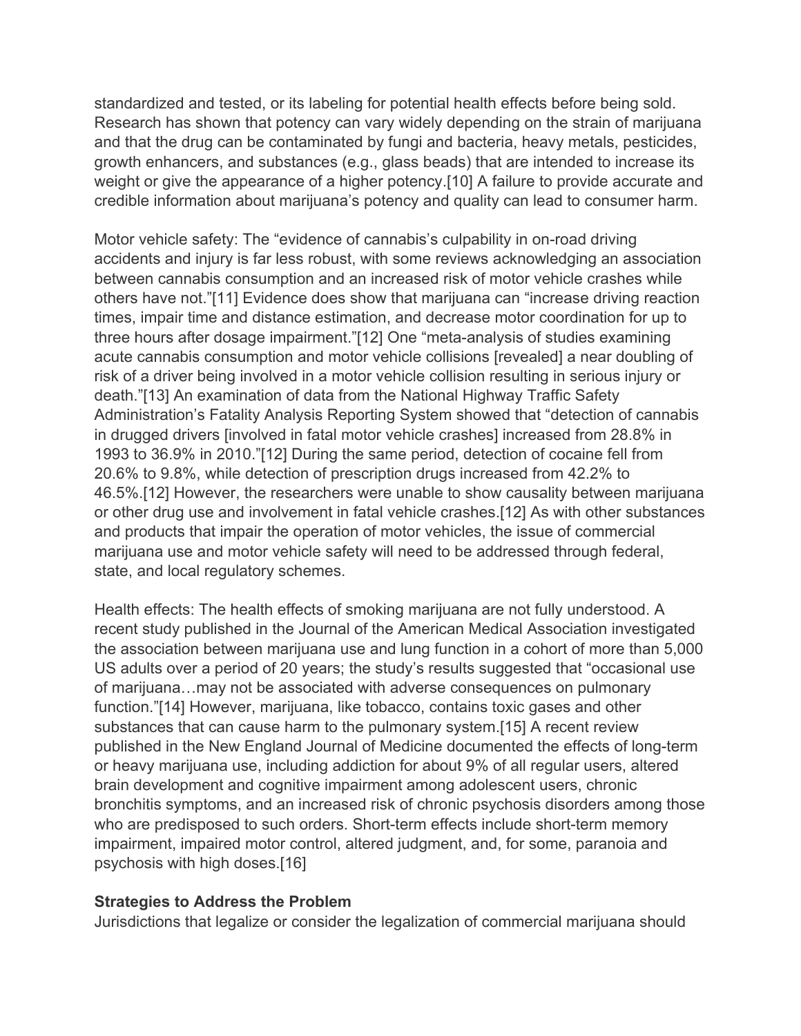standardized and tested, or its labeling for potential health effects before being sold. Research has shown that potency can vary widely depending on the strain of marijuana and that the drug can be contaminated by fungi and bacteria, heavy metals, pesticides, growth enhancers, and substances (e.g., glass beads) that are intended to increase its weight or give the appearance of a higher potency.[10] A failure to provide accurate and credible information about marijuana's potency and quality can lead to consumer harm.

Motor vehicle safety: The "evidence of cannabis's culpability in on-road driving accidents and injury is far less robust, with some reviews acknowledging an association between cannabis consumption and an increased risk of motor vehicle crashes while others have not."[11] Evidence does show that marijuana can "increase driving reaction times, impair time and distance estimation, and decrease motor coordination for up to three hours after dosage impairment."[12] One "meta-analysis of studies examining acute cannabis consumption and motor vehicle collisions [revealed] a near doubling of risk of a driver being involved in a motor vehicle collision resulting in serious injury or death."[13] An examination of data from the National Highway Traffic Safety Administration's Fatality Analysis Reporting System showed that "detection of cannabis in drugged drivers [involved in fatal motor vehicle crashes] increased from 28.8% in 1993 to 36.9% in 2010."[12] During the same period, detection of cocaine fell from 20.6% to 9.8%, while detection of prescription drugs increased from 42.2% to 46.5%.[12] However, the researchers were unable to show causality between marijuana or other drug use and involvement in fatal vehicle crashes.[12] As with other substances and products that impair the operation of motor vehicles, the issue of commercial marijuana use and motor vehicle safety will need to be addressed through federal, state, and local regulatory schemes.

Health effects: The health effects of smoking marijuana are not fully understood. A recent study published in the Journal of the American Medical Association investigated the association between marijuana use and lung function in a cohort of more than 5,000 US adults over a period of 20 years; the study's results suggested that "occasional use of marijuana…may not be associated with adverse consequences on pulmonary function."[14] However, marijuana, like tobacco, contains toxic gases and other substances that can cause harm to the pulmonary system.[15] A recent review published in the New England Journal of Medicine documented the effects of long-term or heavy marijuana use, including addiction for about 9% of all regular users, altered brain development and cognitive impairment among adolescent users, chronic bronchitis symptoms, and an increased risk of chronic psychosis disorders among those who are predisposed to such orders. Short-term effects include short-term memory impairment, impaired motor control, altered judgment, and, for some, paranoia and psychosis with high doses.[16]

**Strategies to Address the Problem**

Jurisdictions that legalize or consider the legalization of commercial marijuana should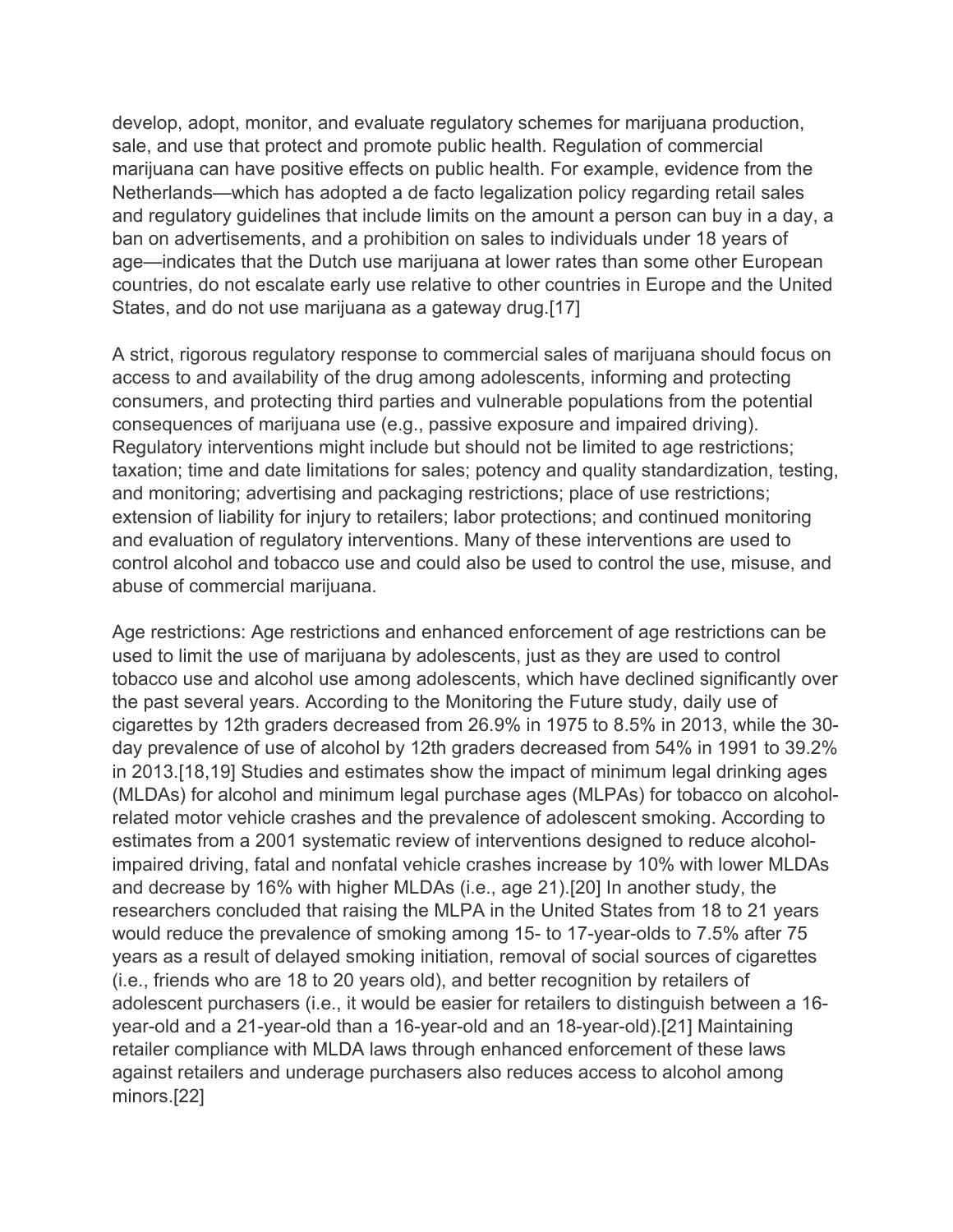develop, adopt, monitor, and evaluate regulatory schemes for marijuana production, sale, and use that protect and promote public health. Regulation of commercial marijuana can have positive effects on public health. For example, evidence from the Netherlands—which has adopted a de facto legalization policy regarding retail sales and regulatory guidelines that include limits on the amount a person can buy in a day, a ban on advertisements, and a prohibition on sales to individuals under 18 years of age—indicates that the Dutch use marijuana at lower rates than some other European countries, do not escalate early use relative to other countries in Europe and the United States, and do not use marijuana as a gateway drug.[17]

A strict, rigorous regulatory response to commercial sales of marijuana should focus on access to and availability of the drug among adolescents, informing and protecting consumers, and protecting third parties and vulnerable populations from the potential consequences of marijuana use (e.g., passive exposure and impaired driving). Regulatory interventions might include but should not be limited to age restrictions; taxation; time and date limitations for sales; potency and quality standardization, testing, and monitoring; advertising and packaging restrictions; place of use restrictions; extension of liability for injury to retailers; labor protections; and continued monitoring and evaluation of regulatory interventions. Many of these interventions are used to control alcohol and tobacco use and could also be used to control the use, misuse, and abuse of commercial marijuana.

Age restrictions: Age restrictions and enhanced enforcement of age restrictions can be used to limit the use of marijuana by adolescents, just as they are used to control tobacco use and alcohol use among adolescents, which have declined significantly over the past several years. According to the Monitoring the Future study, daily use of cigarettes by 12th graders decreased from 26.9% in 1975 to 8.5% in 2013, while the 30-day prevalence of use of alcohol by 12th graders decreased from 54% in 1991 to 39.2% in 2013.[18,19] Studies and estimates show the impact of minimum legal drinking ages (MLDAs) for alcohol and minimum legal purchase ages (MLPAs) for tobacco on alcohol-related motor vehicle crashes and the prevalence of adolescent smoking. According to estimates from a 2001 systematic review of interventions designed to reduce alcohol-impaired driving, fatal and nonfatal vehicle crashes increase by 10% with lower MLDAs and decrease by 16% with higher MLDAs (i.e., age 21).[20] In another study, the researchers concluded that raising the MLPA in the United States from 18 to 21 years would reduce the prevalence of smoking among 15- to 17-year-olds to 7.5% after 75 years as a result of delayed smoking initiation, removal of social sources of cigarettes (i.e., friends who are 18 to 20 years old), and better recognition by retailers of adolescent purchasers (i.e., it would be easier for retailers to distinguish between a 16-year-old and a 21-year-old than a 16-year-old and an 18-year-old).[21] Maintaining retailer compliance with MLDA laws through enhanced enforcement of these laws against retailers and underage purchasers also reduces access to alcohol among minors.[22]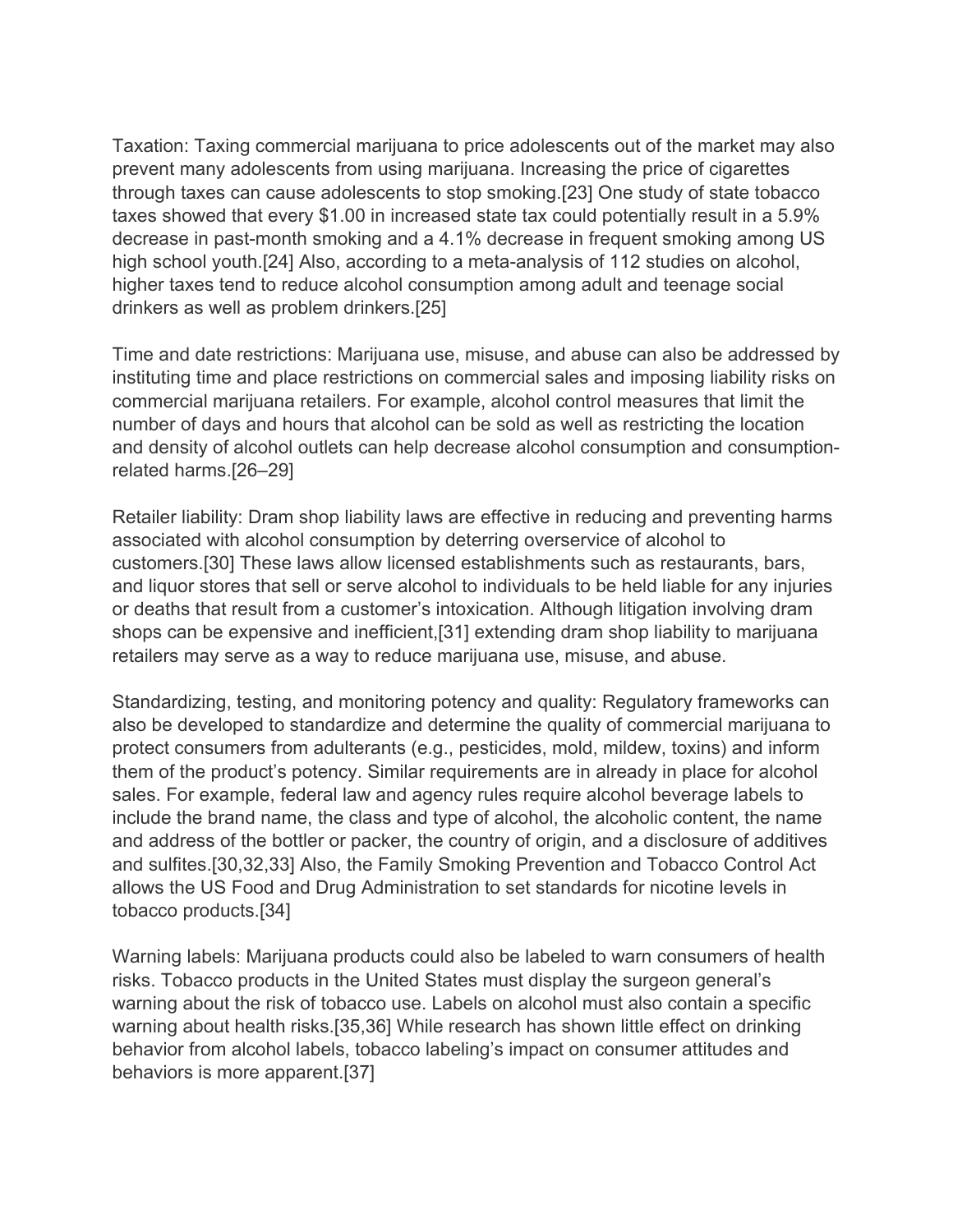Taxation: Taxing commercial marijuana to price adolescents out of the market may also prevent many adolescents from using marijuana. Increasing the price of cigarettes through taxes can cause adolescents to stop smoking.[23] One study of state tobacco taxes showed that every $1.00 in increased state tax could potentially result in a 5.9% decrease in past-month smoking and a 4.1% decrease in frequent smoking among US high school youth.[24] Also, according to a meta-analysis of 112 studies on alcohol, higher taxes tend to reduce alcohol consumption among adult and teenage social drinkers as well as problem drinkers.[25]

Time and date restrictions: Marijuana use, misuse, and abuse can also be addressed by instituting time and place restrictions on commercial sales and imposing liability risks on commercial marijuana retailers. For example, alcohol control measures that limit the number of days and hours that alcohol can be sold as well as restricting the location and density of alcohol outlets can help decrease alcohol consumption and consumption-related harms.[26–29]

Retailer liability: Dram shop liability laws are effective in reducing and preventing harms associated with alcohol consumption by deterring overservice of alcohol to customers.[30] These laws allow licensed establishments such as restaurants, bars, and liquor stores that sell or serve alcohol to individuals to be held liable for any injuries or deaths that result from a customer's intoxication. Although litigation involving dram shops can be expensive and inefficient,[31] extending dram shop liability to marijuana retailers may serve as a way to reduce marijuana use, misuse, and abuse.

Standardizing, testing, and monitoring potency and quality: Regulatory frameworks can also be developed to standardize and determine the quality of commercial marijuana to protect consumers from adulterants (e.g., pesticides, mold, mildew, toxins) and inform them of the product's potency. Similar requirements are in already in place for alcohol sales. For example, federal law and agency rules require alcohol beverage labels to include the brand name, the class and type of alcohol, the alcoholic content, the name and address of the bottler or packer, the country of origin, and a disclosure of additives and sulfites.[30,32,33] Also, the Family Smoking Prevention and Tobacco Control Act allows the US Food and Drug Administration to set standards for nicotine levels in tobacco products.[34]

Warning labels: Marijuana products could also be labeled to warn consumers of health risks. Tobacco products in the United States must display the surgeon general's warning about the risk of tobacco use. Labels on alcohol must also contain a specific warning about health risks.[35,36] While research has shown little effect on drinking behavior from alcohol labels, tobacco labeling's impact on consumer attitudes and behaviors is more apparent.[37]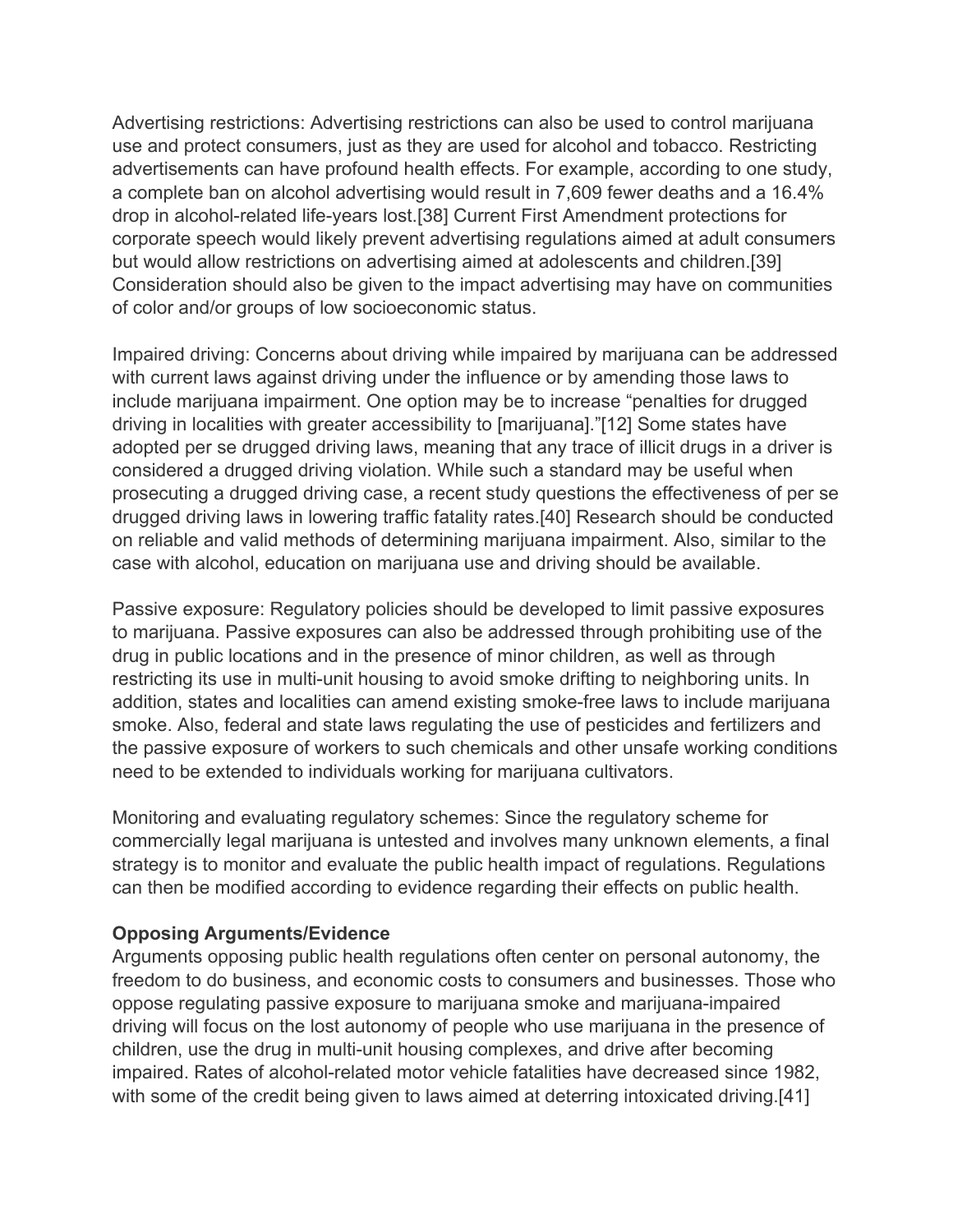Advertising restrictions: Advertising restrictions can also be used to control marijuana use and protect consumers, just as they are used for alcohol and tobacco. Restricting advertisements can have profound health effects. For example, according to one study, a complete ban on alcohol advertising would result in 7,609 fewer deaths and a 16.4% drop in alcohol-related life-years lost.[38] Current First Amendment protections for corporate speech would likely prevent advertising regulations aimed at adult consumers but would allow restrictions on advertising aimed at adolescents and children.[39] Consideration should also be given to the impact advertising may have on communities of color and/or groups of low socioeconomic status.

Impaired driving: Concerns about driving while impaired by marijuana can be addressed with current laws against driving under the influence or by amending those laws to include marijuana impairment. One option may be to increase "penalties for drugged driving in localities with greater accessibility to [marijuana]."[12] Some states have adopted per se drugged driving laws, meaning that any trace of illicit drugs in a driver is considered a drugged driving violation. While such a standard may be useful when prosecuting a drugged driving case, a recent study questions the effectiveness of per se drugged driving laws in lowering traffic fatality rates.[40] Research should be conducted on reliable and valid methods of determining marijuana impairment. Also, similar to the case with alcohol, education on marijuana use and driving should be available.

Passive exposure: Regulatory policies should be developed to limit passive exposures to marijuana. Passive exposures can also be addressed through prohibiting use of the drug in public locations and in the presence of minor children, as well as through restricting its use in multi-unit housing to avoid smoke drifting to neighboring units. In addition, states and localities can amend existing smoke-free laws to include marijuana smoke. Also, federal and state laws regulating the use of pesticides and fertilizers and the passive exposure of workers to such chemicals and other unsafe working conditions need to be extended to individuals working for marijuana cultivators.

Monitoring and evaluating regulatory schemes: Since the regulatory scheme for commercially legal marijuana is untested and involves many unknown elements, a final strategy is to monitor and evaluate the public health impact of regulations. Regulations can then be modified according to evidence regarding their effects on public health.

**Opposing Arguments/Evidence**

Arguments opposing public health regulations often center on personal autonomy, the freedom to do business, and economic costs to consumers and businesses. Those who oppose regulating passive exposure to marijuana smoke and marijuana-impaired driving will focus on the lost autonomy of people who use marijuana in the presence of children, use the drug in multi-unit housing complexes, and drive after becoming impaired. Rates of alcohol-related motor vehicle fatalities have decreased since 1982, with some of the credit being given to laws aimed at deterring intoxicated driving.[41]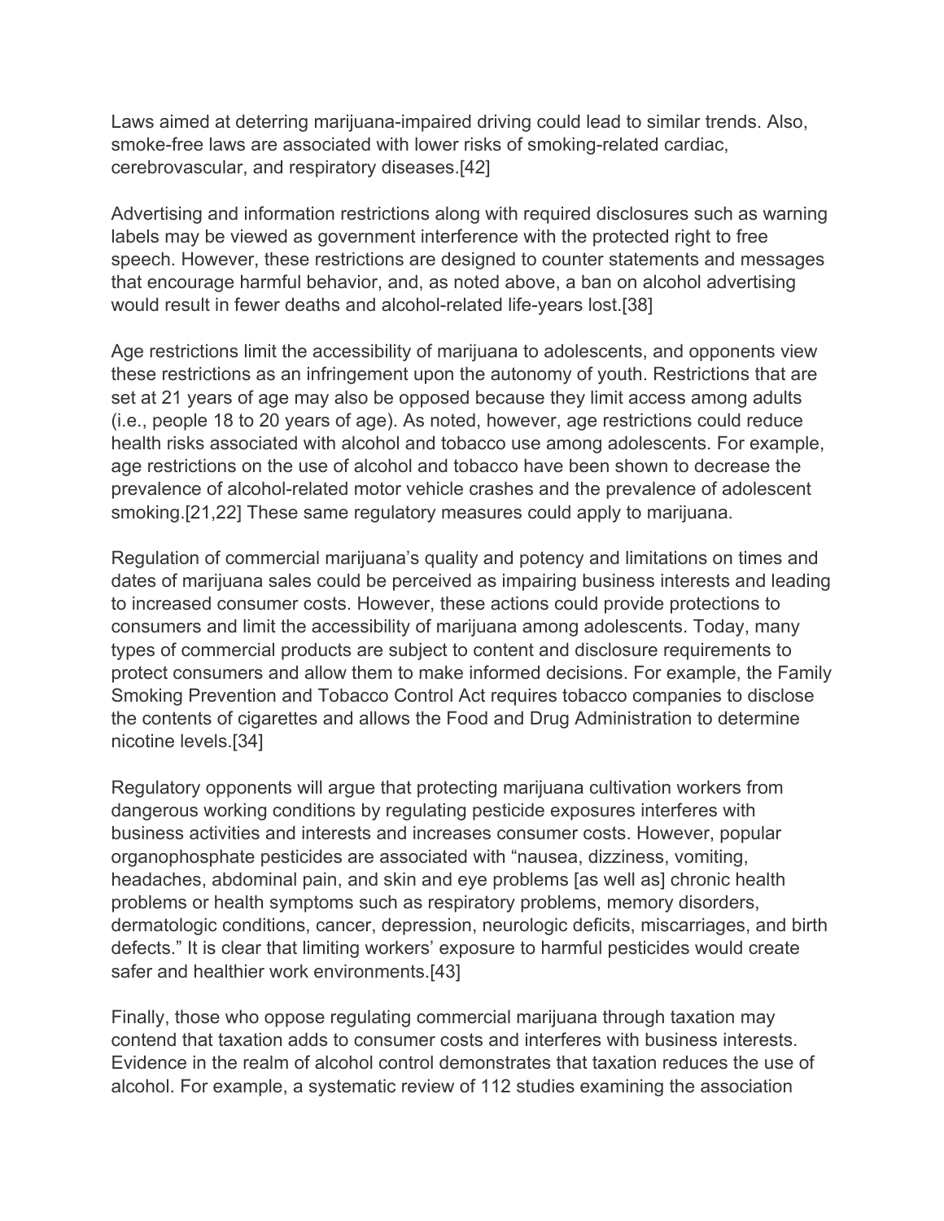Laws aimed at deterring marijuana-impaired driving could lead to similar trends. Also, smoke-free laws are associated with lower risks of smoking-related cardiac, cerebrovascular, and respiratory diseases.[42]

Advertising and information restrictions along with required disclosures such as warning labels may be viewed as government interference with the protected right to free speech. However, these restrictions are designed to counter statements and messages that encourage harmful behavior, and, as noted above, a ban on alcohol advertising would result in fewer deaths and alcohol-related life-years lost.[38]

Age restrictions limit the accessibility of marijuana to adolescents, and opponents view these restrictions as an infringement upon the autonomy of youth. Restrictions that are set at 21 years of age may also be opposed because they limit access among adults (i.e., people 18 to 20 years of age). As noted, however, age restrictions could reduce health risks associated with alcohol and tobacco use among adolescents. For example, age restrictions on the use of alcohol and tobacco have been shown to decrease the prevalence of alcohol-related motor vehicle crashes and the prevalence of adolescent smoking.[21,22] These same regulatory measures could apply to marijuana.

Regulation of commercial marijuana's quality and potency and limitations on times and dates of marijuana sales could be perceived as impairing business interests and leading to increased consumer costs. However, these actions could provide protections to consumers and limit the accessibility of marijuana among adolescents. Today, many types of commercial products are subject to content and disclosure requirements to protect consumers and allow them to make informed decisions. For example, the Family Smoking Prevention and Tobacco Control Act requires tobacco companies to disclose the contents of cigarettes and allows the Food and Drug Administration to determine nicotine levels.[34]

Regulatory opponents will argue that protecting marijuana cultivation workers from dangerous working conditions by regulating pesticide exposures interferes with business activities and interests and increases consumer costs. However, popular organophosphate pesticides are associated with "nausea, dizziness, vomiting, headaches, abdominal pain, and skin and eye problems [as well as] chronic health problems or health symptoms such as respiratory problems, memory disorders, dermatologic conditions, cancer, depression, neurologic deficits, miscarriages, and birth defects." It is clear that limiting workers' exposure to harmful pesticides would create safer and healthier work environments.[43]

Finally, those who oppose regulating commercial marijuana through taxation may contend that taxation adds to consumer costs and interferes with business interests. Evidence in the realm of alcohol control demonstrates that taxation reduces the use of alcohol. For example, a systematic review of 112 studies examining the association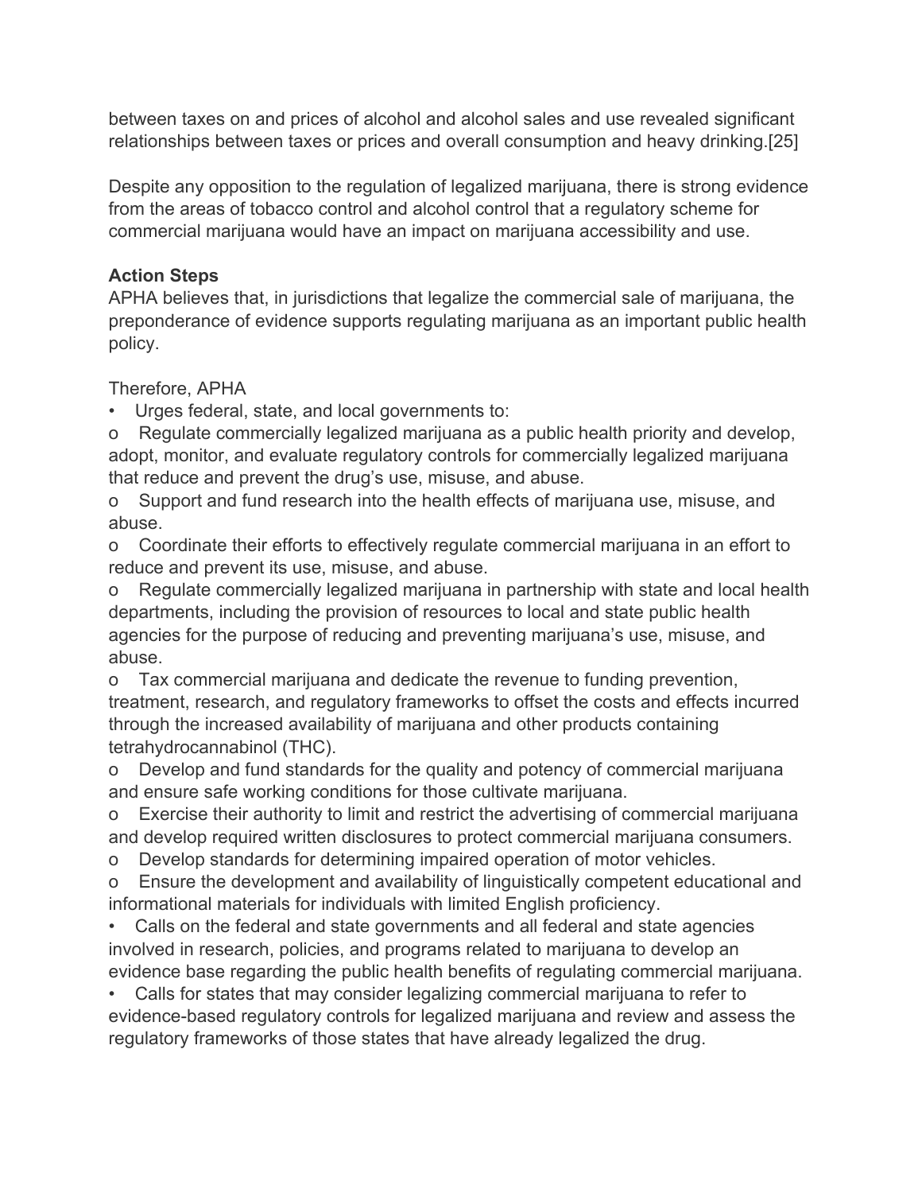between taxes on and prices of alcohol and alcohol sales and use revealed significant relationships between taxes or prices and overall consumption and heavy drinking.[25]

Despite any opposition to the regulation of legalized marijuana, there is strong evidence from the areas of tobacco control and alcohol control that a regulatory scheme for commercial marijuana would have an impact on marijuana accessibility and use.

**Action Steps**

APHA believes that, in jurisdictions that legalize the commercial sale of marijuana, the preponderance of evidence supports regulating marijuana as an important public health policy.

Therefore, APHA

- Urges federal, state, and local governments to:
  - Regulate commercially legalized marijuana as a public health priority and develop, adopt, monitor, and evaluate regulatory controls for commercially legalized marijuana that reduce and prevent the drug's use, misuse, and abuse.
  - Support and fund research into the health effects of marijuana use, misuse, and abuse.
  - Coordinate their efforts to effectively regulate commercial marijuana in an effort to reduce and prevent its use, misuse, and abuse.
  - Regulate commercially legalized marijuana in partnership with state and local health departments, including the provision of resources to local and state public health agencies for the purpose of reducing and preventing marijuana's use, misuse, and abuse.
  - Tax commercial marijuana and dedicate the revenue to funding prevention, treatment, research, and regulatory frameworks to offset the costs and effects incurred through the increased availability of marijuana and other products containing tetrahydrocannabinol (THC).
  - Develop and fund standards for the quality and potency of commercial marijuana and ensure safe working conditions for those cultivate marijuana.
  - Exercise their authority to limit and restrict the advertising of commercial marijuana and develop required written disclosures to protect commercial marijuana consumers.
  - Develop standards for determining impaired operation of motor vehicles.
  - Ensure the development and availability of linguistically competent educational and informational materials for individuals with limited English proficiency.
- Calls on the federal and state governments and all federal and state agencies involved in research, policies, and programs related to marijuana to develop an evidence base regarding the public health benefits of regulating commercial marijuana.
- Calls for states that may consider legalizing commercial marijuana to refer to evidence-based regulatory controls for legalized marijuana and review and assess the regulatory frameworks of those states that have already legalized the drug.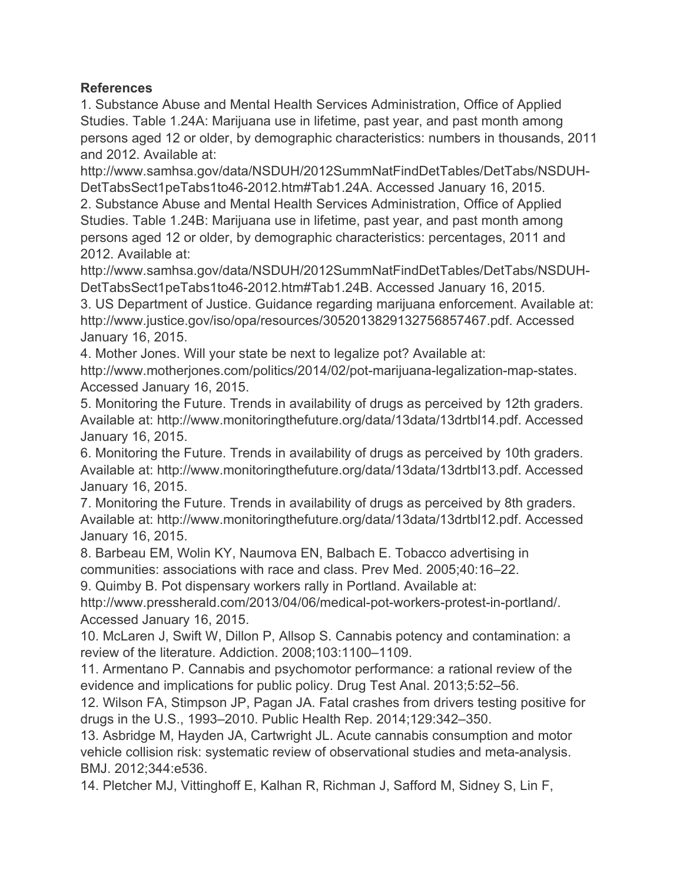**References**

1. Substance Abuse and Mental Health Services Administration, Office of Applied Studies. Table 1.24A: Marijuana use in lifetime, past year, and past month among persons aged 12 or older, by demographic characteristics: numbers in thousands, 2011 and 2012. Available at: http://www.samhsa.gov/data/NSDUH/2012SummNatFindDetTables/DetTabs/NSDUH-DetTabsSect1peTabs1to46-2012.htm#Tab1.24A. Accessed January 16, 2015.
2. Substance Abuse and Mental Health Services Administration, Office of Applied Studies. Table 1.24B: Marijuana use in lifetime, past year, and past month among persons aged 12 or older, by demographic characteristics: percentages, 2011 and 2012. Available at: http://www.samhsa.gov/data/NSDUH/2012SummNatFindDetTables/DetTabs/NSDUH-DetTabsSect1peTabs1to46-2012.htm#Tab1.24B. Accessed January 16, 2015.
3. US Department of Justice. Guidance regarding marijuana enforcement. Available at: http://www.justice.gov/iso/opa/resources/3052013829132756857467.pdf. Accessed January 16, 2015.
4. Mother Jones. Will your state be next to legalize pot? Available at: http://www.motherjones.com/politics/2014/02/pot-marijuana-legalization-map-states. Accessed January 16, 2015.
5. Monitoring the Future. Trends in availability of drugs as perceived by 12th graders. Available at: http://www.monitoringthefuture.org/data/13data/13drtbl14.pdf. Accessed January 16, 2015.
6. Monitoring the Future. Trends in availability of drugs as perceived by 10th graders. Available at: http://www.monitoringthefuture.org/data/13data/13drtbl13.pdf. Accessed January 16, 2015.
7. Monitoring the Future. Trends in availability of drugs as perceived by 8th graders. Available at: http://www.monitoringthefuture.org/data/13data/13drtbl12.pdf. Accessed January 16, 2015.
8. Barbeau EM, Wolin KY, Naumova EN, Balbach E. Tobacco advertising in communities: associations with race and class. Prev Med. 2005;40:16–22.
9. Quimby B. Pot dispensary workers rally in Portland. Available at: http://www.pressherald.com/2013/04/06/medical-pot-workers-protest-in-portland/. Accessed January 16, 2015.
10. McLaren J, Swift W, Dillon P, Allsop S. Cannabis potency and contamination: a review of the literature. Addiction. 2008;103:1100–1109.
11. Armentano P. Cannabis and psychomotor performance: a rational review of the evidence and implications for public policy. Drug Test Anal. 2013;5:52–56.
12. Wilson FA, Stimpson JP, Pagan JA. Fatal crashes from drivers testing positive for drugs in the U.S., 1993–2010. Public Health Rep. 2014;129:342–350.
13. Asbridge M, Hayden JA, Cartwright JL. Acute cannabis consumption and motor vehicle collision risk: systematic review of observational studies and meta-analysis. BMJ. 2012;344:e536.
14. Pletcher MJ, Vittinghoff E, Kalhan R, Richman J, Safford M, Sidney S, Lin F,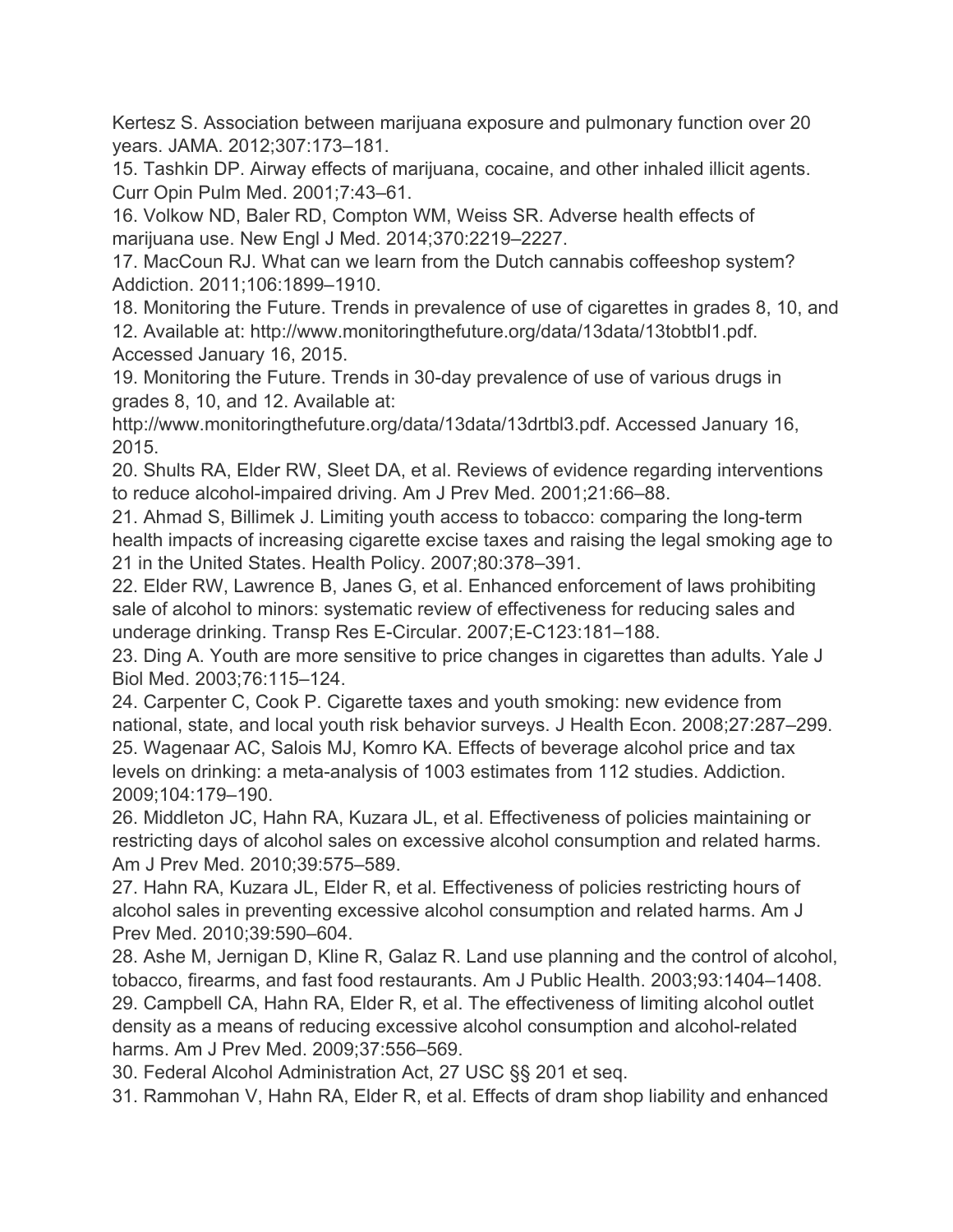Kertesz S. Association between marijuana exposure and pulmonary function over 20 years. JAMA. 2012;307:173–181.

15. Tashkin DP. Airway effects of marijuana, cocaine, and other inhaled illicit agents. Curr Opin Pulm Med. 2001;7:43–61.

16. Volkow ND, Baler RD, Compton WM, Weiss SR. Adverse health effects of marijuana use. New Engl J Med. 2014;370:2219–2227.

17. MacCoun RJ. What can we learn from the Dutch cannabis coffeeshop system? Addiction. 2011;106:1899–1910.

18. Monitoring the Future. Trends in prevalence of use of cigarettes in grades 8, 10, and 12. Available at: http://www.monitoringthefuture.org/data/13data/13tobtbl1.pdf. Accessed January 16, 2015.

19. Monitoring the Future. Trends in 30-day prevalence of use of various drugs in grades 8, 10, and 12. Available at: http://www.monitoringthefuture.org/data/13data/13drtbl3.pdf. Accessed January 16, 2015.

20. Shults RA, Elder RW, Sleet DA, et al. Reviews of evidence regarding interventions to reduce alcohol-impaired driving. Am J Prev Med. 2001;21:66–88.

21. Ahmad S, Billimek J. Limiting youth access to tobacco: comparing the long-term health impacts of increasing cigarette excise taxes and raising the legal smoking age to 21 in the United States. Health Policy. 2007;80:378–391.

22. Elder RW, Lawrence B, Janes G, et al. Enhanced enforcement of laws prohibiting sale of alcohol to minors: systematic review of effectiveness for reducing sales and underage drinking. Transp Res E-Circular. 2007;E-C123:181–188.

23. Ding A. Youth are more sensitive to price changes in cigarettes than adults. Yale J Biol Med. 2003;76:115–124.

24. Carpenter C, Cook P. Cigarette taxes and youth smoking: new evidence from national, state, and local youth risk behavior surveys. J Health Econ. 2008;27:287–299.

25. Wagenaar AC, Salois MJ, Komro KA. Effects of beverage alcohol price and tax levels on drinking: a meta-analysis of 1003 estimates from 112 studies. Addiction. 2009;104:179–190.

26. Middleton JC, Hahn RA, Kuzara JL, et al. Effectiveness of policies maintaining or restricting days of alcohol sales on excessive alcohol consumption and related harms. Am J Prev Med. 2010;39:575–589.

27. Hahn RA, Kuzara JL, Elder R, et al. Effectiveness of policies restricting hours of alcohol sales in preventing excessive alcohol consumption and related harms. Am J Prev Med. 2010;39:590–604.

28. Ashe M, Jernigan D, Kline R, Galaz R. Land use planning and the control of alcohol, tobacco, firearms, and fast food restaurants. Am J Public Health. 2003;93:1404–1408.

29. Campbell CA, Hahn RA, Elder R, et al. The effectiveness of limiting alcohol outlet density as a means of reducing excessive alcohol consumption and alcohol-related harms. Am J Prev Med. 2009;37:556–569.

30. Federal Alcohol Administration Act, 27 USC §§ 201 et seq.

31. Rammohan V, Hahn RA, Elder R, et al. Effects of dram shop liability and enhanced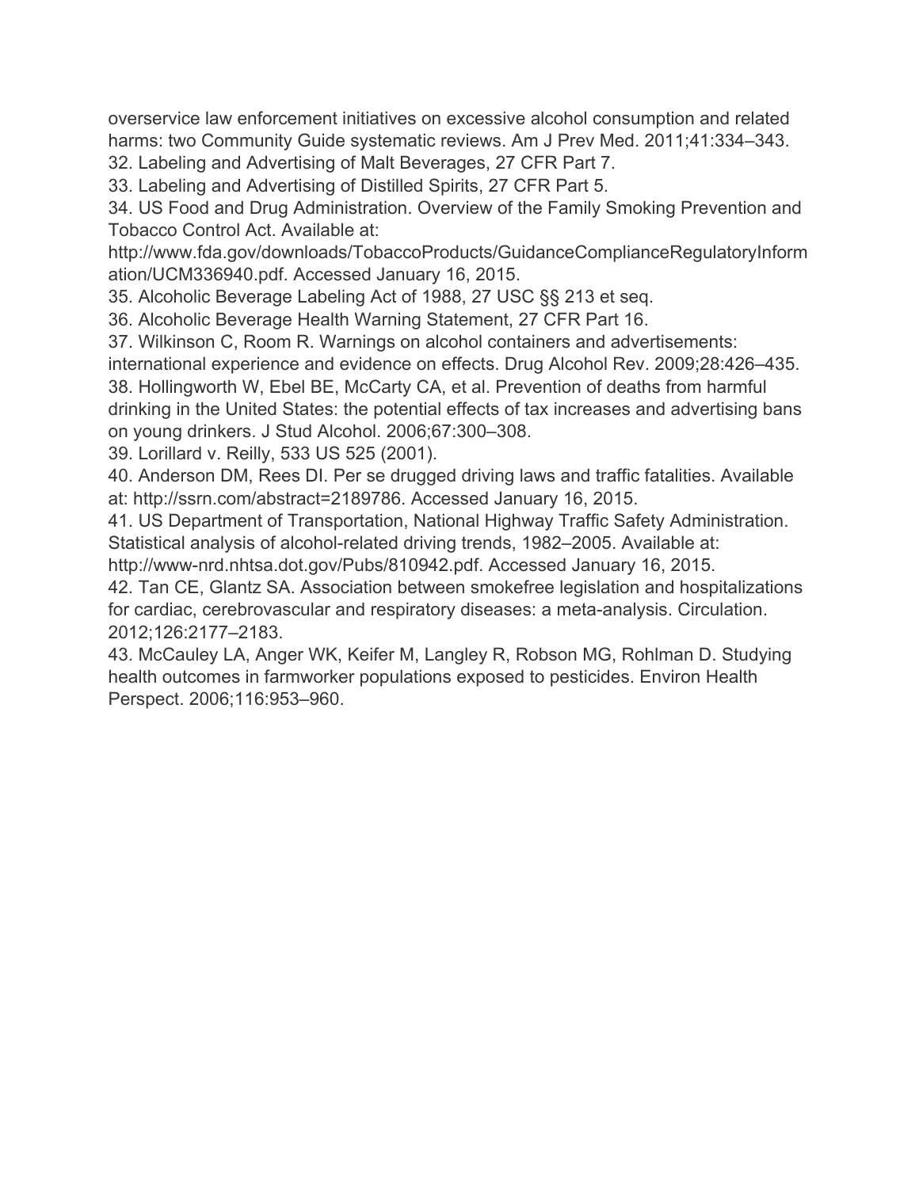overservice law enforcement initiatives on excessive alcohol consumption and related harms: two Community Guide systematic reviews. Am J Prev Med. 2011;41:334–343.

32. Labeling and Advertising of Malt Beverages, 27 CFR Part 7.

33. Labeling and Advertising of Distilled Spirits, 27 CFR Part 5.

34. US Food and Drug Administration. Overview of the Family Smoking Prevention and Tobacco Control Act. Available at: http://www.fda.gov/downloads/TobaccoProducts/GuidanceComplianceRegulatoryInformation/UCM336940.pdf. Accessed January 16, 2015.

35. Alcoholic Beverage Labeling Act of 1988, 27 USC §§ 213 et seq.

36. Alcoholic Beverage Health Warning Statement, 27 CFR Part 16.

37. Wilkinson C, Room R. Warnings on alcohol containers and advertisements: international experience and evidence on effects. Drug Alcohol Rev. 2009;28:426–435.

38. Hollingworth W, Ebel BE, McCarty CA, et al. Prevention of deaths from harmful drinking in the United States: the potential effects of tax increases and advertising bans on young drinkers. J Stud Alcohol. 2006;67:300–308.

39. Lorillard v. Reilly, 533 US 525 (2001).

40. Anderson DM, Rees DI. Per se drugged driving laws and traffic fatalities. Available at: http://ssrn.com/abstract=2189786. Accessed January 16, 2015.

41. US Department of Transportation, National Highway Traffic Safety Administration. Statistical analysis of alcohol-related driving trends, 1982–2005. Available at: http://www-nrd.nhtsa.dot.gov/Pubs/810942.pdf. Accessed January 16, 2015.

42. Tan CE, Glantz SA. Association between smokefree legislation and hospitalizations for cardiac, cerebrovascular and respiratory diseases: a meta-analysis. Circulation. 2012;126:2177–2183.

43. McCauley LA, Anger WK, Keifer M, Langley R, Robson MG, Rohlman D. Studying health outcomes in farmworker populations exposed to pesticides. Environ Health Perspect. 2006;116:953–960.